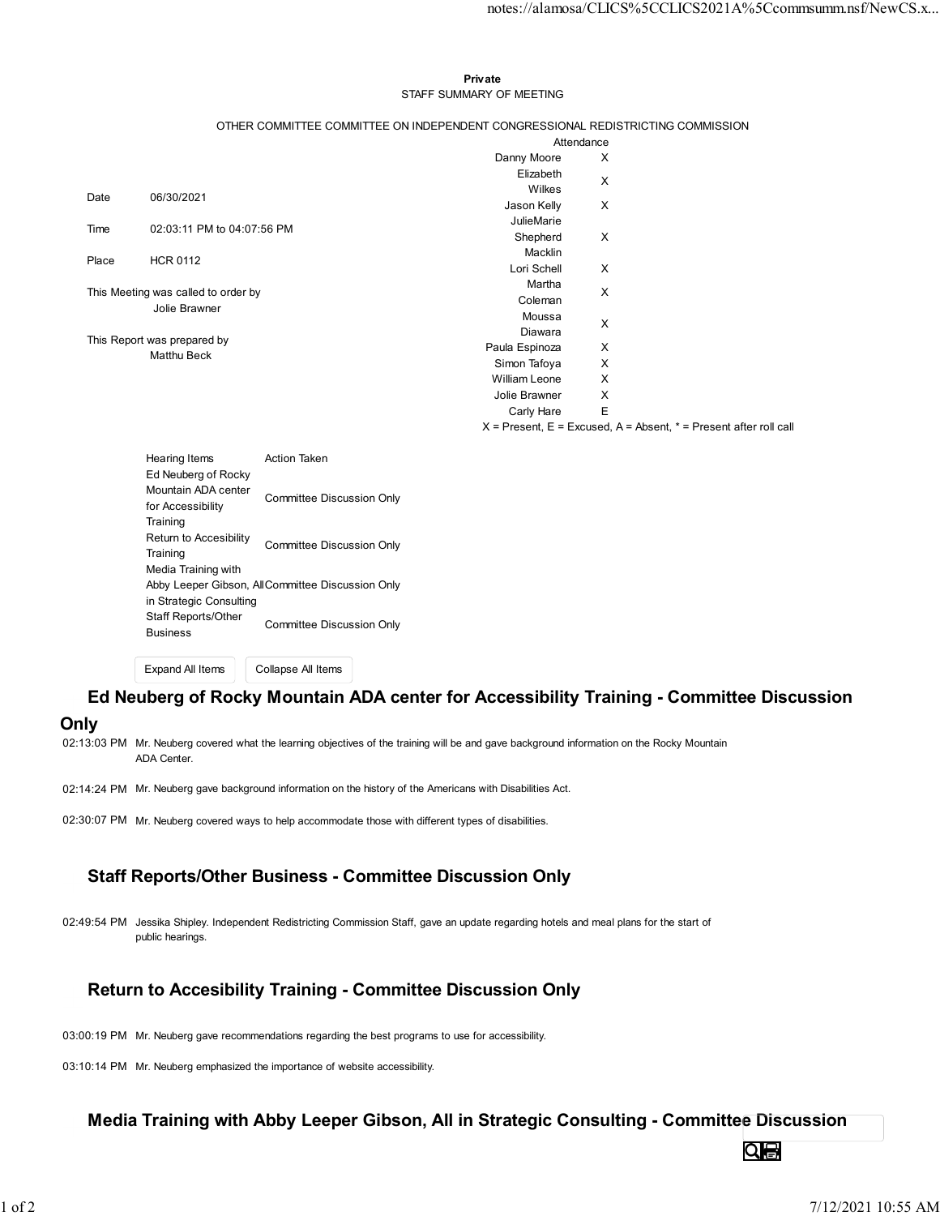**Private**

STAFF SUMMARY OF MEETING

OTHER COMMITTEE COMMITTEE ON INDEPENDENT CONGRESSIONAL REDISTRICTING COMMISSION

| | |
|---|---|
| Date | 06/30/2021 |
| Time | 02:03:11 PM to 04:07:56 PM |
| Place | HCR 0112 |

This Meeting was called to order by
Jolie Brawner

This Report was prepared by
Matthu Beck

| Attendance | |
|---|---|
| Danny Moore | X |
| Elizabeth Wilkes | X |
| Jason Kelly | X |
| JulieMarie Shepherd Macklin | X |
| Lori Schell | X |
| Martha Coleman | X |
| Moussa Diawara | X |
| Paula Espinoza | X |
| Simon Tafoya | X |
| William Leone | X |
| Jolie Brawner | X |
| Carly Hare | E |

X = Present, E = Excused, A = Absent, * = Present after roll call

| Hearing Items | Action Taken |
|---|---|
| Ed Neuberg of Rocky Mountain ADA center for Accessibility Training | Committee Discussion Only |
| Return to Accesibility Training | Committee Discussion Only |
| Media Training with Abby Leeper Gibson, All in Strategic Consulting | Committee Discussion Only |
| Staff Reports/Other Business | Committee Discussion Only |

Expand All Items Collapse All Items

## Ed Neuberg of Rocky Mountain ADA center for Accessibility Training - Committee Discussion Only

02:13:03 PM Mr. Neuberg covered what the learning objectives of the training will be and gave background information on the Rocky Mountain ADA Center.

02:14:24 PM Mr. Neuberg gave background information on the history of the Americans with Disabilities Act.

02:30:07 PM Mr. Neuberg covered ways to help accommodate those with different types of disabilities.

## Staff Reports/Other Business - Committee Discussion Only

02:49:54 PM Jessika Shipley. Independent Redistricting Commission Staff, gave an update regarding hotels and meal plans for the start of public hearings.

## Return to Accesibility Training - Committee Discussion Only

03:00:19 PM Mr. Neuberg gave recommendations regarding the best programs to use for accessibility.

03:10:14 PM Mr. Neuberg emphasized the importance of website accessibility.

## Media Training with Abby Leeper Gibson, All in Strategic Consulting - Committee Discussion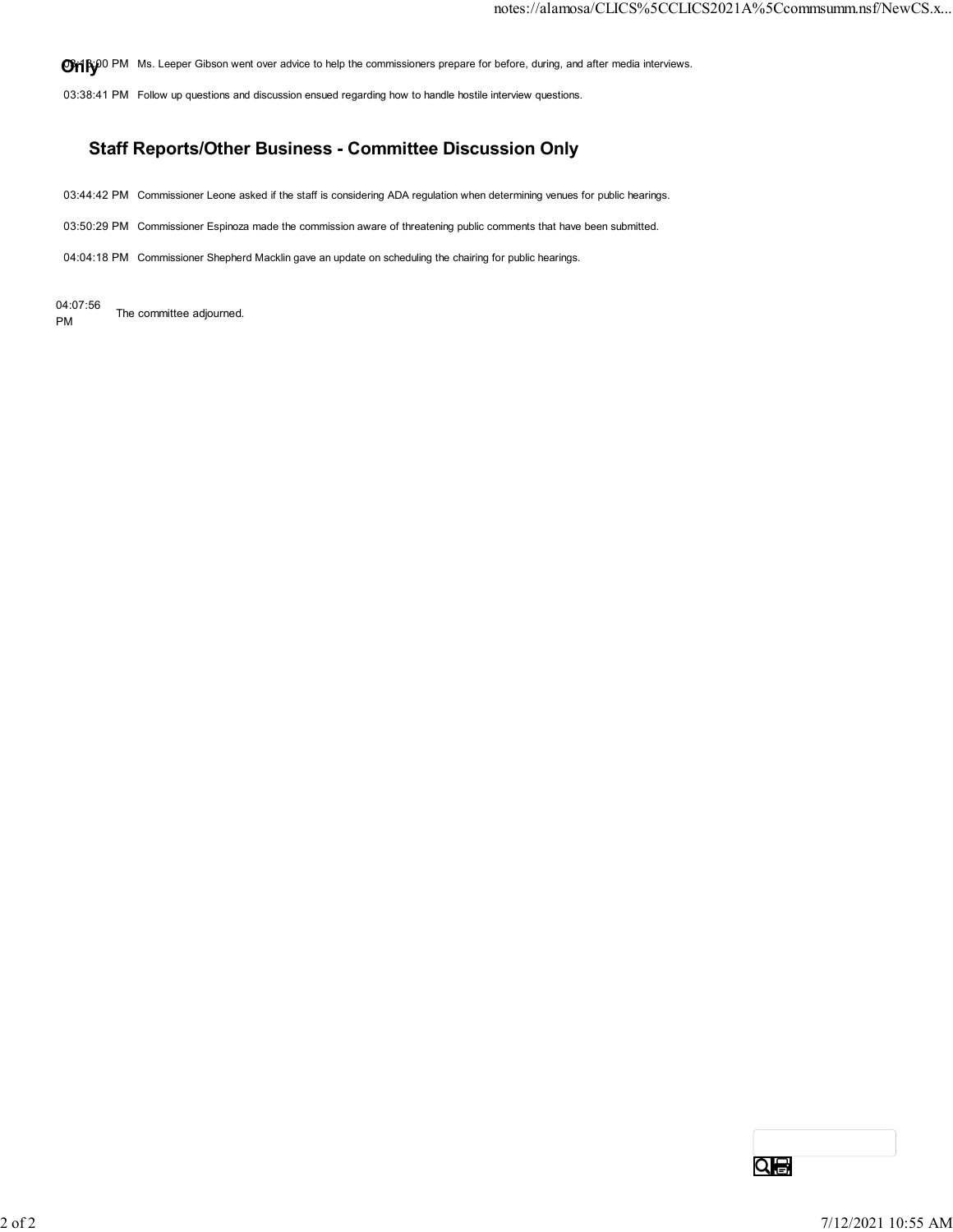Only

| | |
|---|---|
| 03:19:00 PM | Ms. Leeper Gibson went over advice to help the commissioners prepare for before, during, and after media interviews. |
| 03:38:41 PM | Follow up questions and discussion ensued regarding how to handle hostile interview questions. |

## Staff Reports/Other Business - Committee Discussion Only

| | |
|---|---|
| 03:44:42 PM | Commissioner Leone asked if the staff is considering ADA regulation when determining venues for public hearings. |
| 03:50:29 PM | Commissioner Espinoza made the commission aware of threatening public comments that have been submitted. |
| 04:04:18 PM | Commissioner Shepherd Macklin gave an update on scheduling the chairing for public hearings. |

| | |
|---|---|
| 04:07:56 PM | The committee adjourned. |